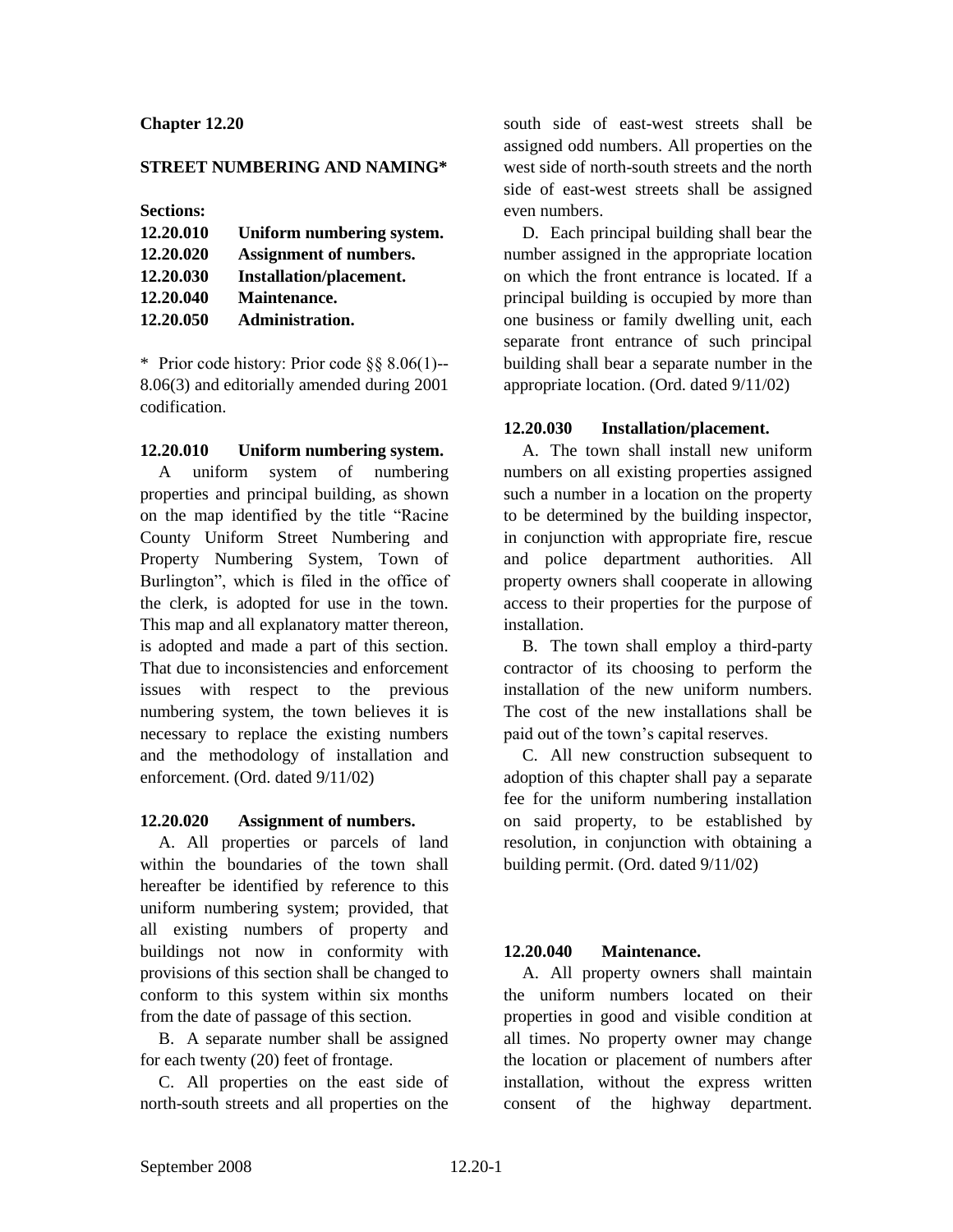**Chapter 12.20**

**STREET NUMBERING AND NAMING***

**Sections:**

**12.20.010 Uniform numbering system.**
**12.20.020 Assignment of numbers.**
**12.20.030 Installation/placement.**
**12.20.040 Maintenance.**
**12.20.050 Administration.**

* Prior code history: Prior code §§ 8.06(1)--8.06(3) and editorially amended during 2001 codification.

**12.20.010 Uniform numbering system.**

A uniform system of numbering properties and principal building, as shown on the map identified by the title "Racine County Uniform Street Numbering and Property Numbering System, Town of Burlington", which is filed in the office of the clerk, is adopted for use in the town. This map and all explanatory matter thereon, is adopted and made a part of this section. That due to inconsistencies and enforcement issues with respect to the previous numbering system, the town believes it is necessary to replace the existing numbers and the methodology of installation and enforcement. (Ord. dated 9/11/02)

**12.20.020 Assignment of numbers.**

A. All properties or parcels of land within the boundaries of the town shall hereafter be identified by reference to this uniform numbering system; provided, that all existing numbers of property and buildings not now in conformity with provisions of this section shall be changed to conform to this system within six months from the date of passage of this section.

B. A separate number shall be assigned for each twenty (20) feet of frontage.

C. All properties on the east side of north-south streets and all properties on the south side of east-west streets shall be assigned odd numbers. All properties on the west side of north-south streets and the north side of east-west streets shall be assigned even numbers.

D. Each principal building shall bear the number assigned in the appropriate location on which the front entrance is located. If a principal building is occupied by more than one business or family dwelling unit, each separate front entrance of such principal building shall bear a separate number in the appropriate location. (Ord. dated 9/11/02)

**12.20.030 Installation/placement.**

A. The town shall install new uniform numbers on all existing properties assigned such a number in a location on the property to be determined by the building inspector, in conjunction with appropriate fire, rescue and police department authorities. All property owners shall cooperate in allowing access to their properties for the purpose of installation.

B. The town shall employ a third-party contractor of its choosing to perform the installation of the new uniform numbers. The cost of the new installations shall be paid out of the town's capital reserves.

C. All new construction subsequent to adoption of this chapter shall pay a separate fee for the uniform numbering installation on said property, to be established by resolution, in conjunction with obtaining a building permit. (Ord. dated 9/11/02)

**12.20.040 Maintenance.**

A. All property owners shall maintain the uniform numbers located on their properties in good and visible condition at all times. No property owner may change the location or placement of numbers after installation, without the express written consent of the highway department.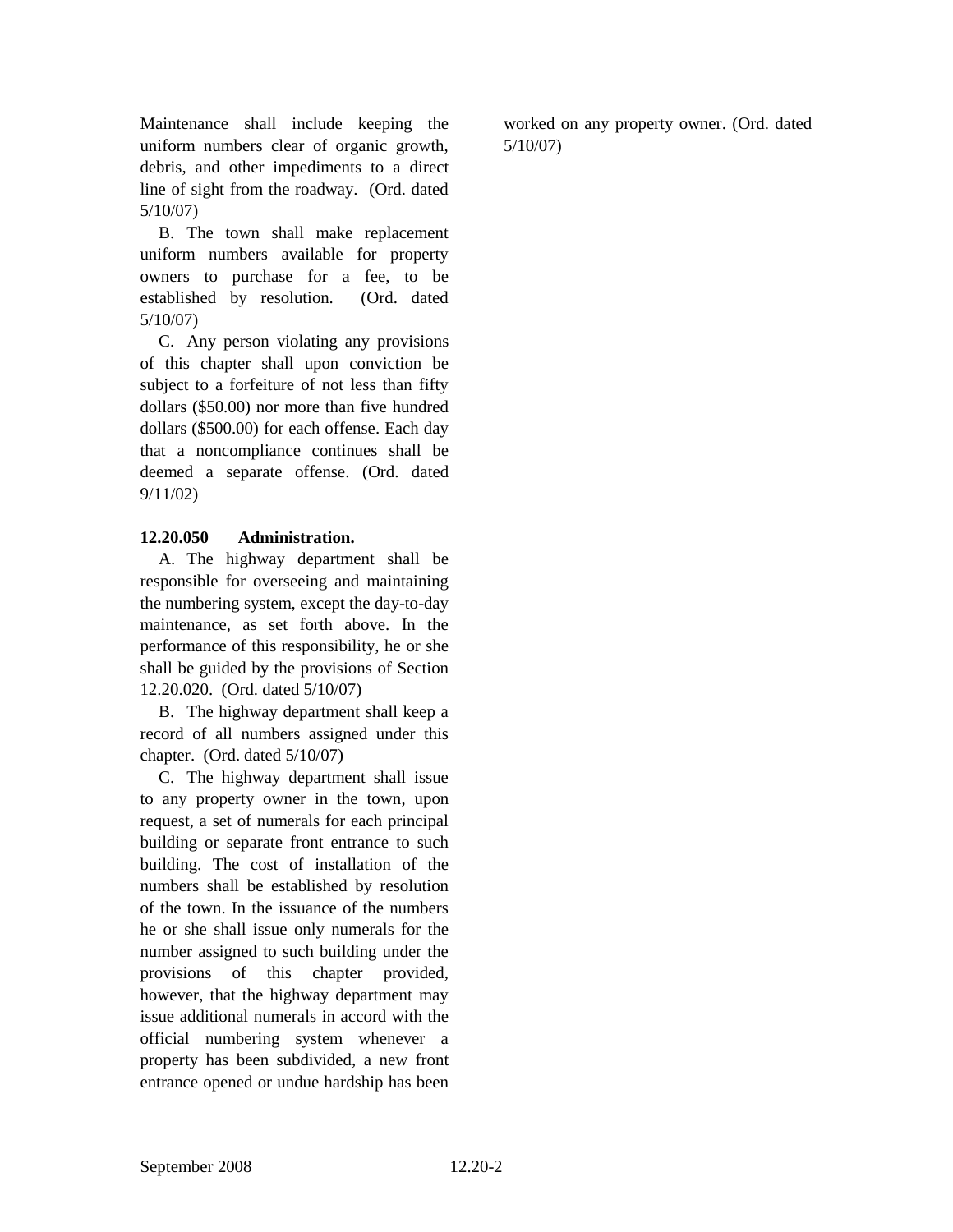Maintenance shall include keeping the uniform numbers clear of organic growth, debris, and other impediments to a direct line of sight from the roadway. (Ord. dated 5/10/07)

B. The town shall make replacement uniform numbers available for property owners to purchase for a fee, to be established by resolution. (Ord. dated 5/10/07)

C. Any person violating any provisions of this chapter shall upon conviction be subject to a forfeiture of not less than fifty dollars ($50.00) nor more than five hundred dollars ($500.00) for each offense. Each day that a noncompliance continues shall be deemed a separate offense. (Ord. dated 9/11/02)

**12.20.050 Administration.**

A. The highway department shall be responsible for overseeing and maintaining the numbering system, except the day-to-day maintenance, as set forth above. In the performance of this responsibility, he or she shall be guided by the provisions of Section 12.20.020. (Ord. dated 5/10/07)

B. The highway department shall keep a record of all numbers assigned under this chapter. (Ord. dated 5/10/07)

C. The highway department shall issue to any property owner in the town, upon request, a set of numerals for each principal building or separate front entrance to such building. The cost of installation of the numbers shall be established by resolution of the town. In the issuance of the numbers he or she shall issue only numerals for the number assigned to such building under the provisions of this chapter provided, however, that the highway department may issue additional numerals in accord with the official numbering system whenever a property has been subdivided, a new front entrance opened or undue hardship has been worked on any property owner. (Ord. dated 5/10/07)